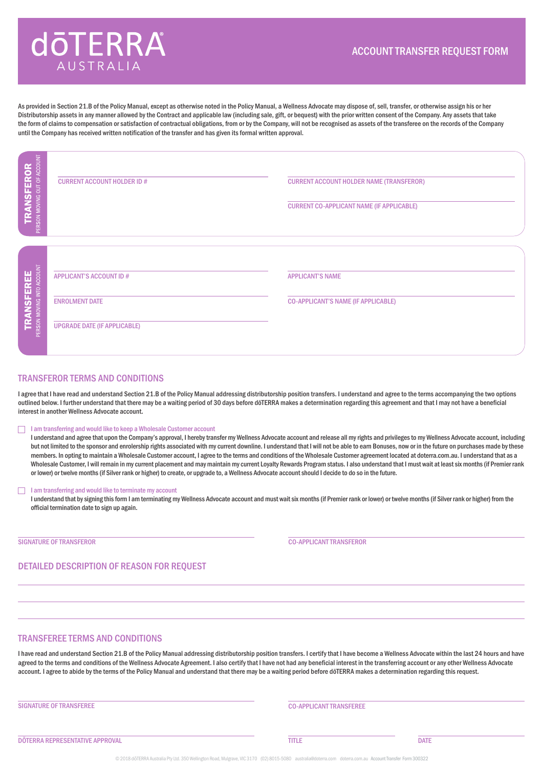# dōTERRA AUSTRALIA

## ACCOUNT TRANSFER REQUEST FORM

As provided in Section 21.B of the Policy Manual, except as otherwise noted in the Policy Manual, a Wellness Advocate may dispose of, sell, transfer, or otherwise assign his or her Distributorship assets in any manner allowed by the Contract and applicable law (including sale, gift, or bequest) with the prior written consent of the Company. Any assets that take the form of claims to compensation or satisfaction of contractual obligations, from or by the Company, will not be recognised as assets of the transferee on the records of the Company until the Company has received written notification of the transfer and has given its formal written approval.

**TRANSFEROR** – PERSON MOVING OUT OF ACCOUNT

CURRENT ACCOUNT HOLDER ID # ______________________

CURRENT ACCOUNT HOLDER NAME (TRANSFEROR) ______________________

CURRENT CO-APPLICANT NAME (IF APPLICABLE) ______________________

**TRANSFEREE** – PERSON MOVING INTO ACCOUNT

APPLICANT'S ACCOUNT ID # ______________________

APPLICANT'S NAME ______________________

ENROLMENT DATE ______________________

CO-APPLICANT'S NAME (IF APPLICABLE) ______________________

UPGRADE DATE (IF APPLICABLE) ______________________

## TRANSFEROR TERMS AND CONDITIONS

I agree that I have read and understand Section 21.B of the Policy Manual addressing distributorship position transfers. I understand and agree to the terms accompanying the two options outlined below. I further understand that there may be a waiting period of 30 days before dōTERRA makes a determination regarding this agreement and that I may not have a beneficial interest in another Wellness Advocate account.

☐ I am transferring and would like to keep a Wholesale Customer account
I understand and agree that upon the Company's approval, I hereby transfer my Wellness Advocate account and release all my rights and privileges to my Wellness Advocate account, including but not limited to the sponsor and enrolership rights associated with my current downline. I understand that I will not be able to earn Bonuses, now or in the future on purchases made by these members. In opting to maintain a Wholesale Customer account, I agree to the terms and conditions of the Wholesale Customer agreement located at doterra.com.au. I understand that as a Wholesale Customer, I will remain in my current placement and may maintain my current Loyalty Rewards Program status. I also understand that I must wait at least six months (if Premier rank or lower) or twelve months (if Silver rank or higher) to create, or upgrade to, a Wellness Advocate account should I decide to do so in the future.

☐ I am transferring and would like to terminate my account
I understand that by signing this form I am terminating my Wellness Advocate account and must wait six months (if Premier rank or lower) or twelve months (if Silver rank or higher) from the official termination date to sign up again.

SIGNATURE OF TRANSFEROR ______________________

CO-APPLICANT TRANSFEROR ______________________

## DETAILED DESCRIPTION OF REASON FOR REQUEST

______________________

______________________

______________________

## TRANSFEREE TERMS AND CONDITIONS

I have read and understand Section 21.B of the Policy Manual addressing distributorship position transfers. I certify that I have become a Wellness Advocate within the last 24 hours and have agreed to the terms and conditions of the Wellness Advocate Agreement. I also certify that I have not had any beneficial interest in the transferring account or any other Wellness Advocate account. I agree to abide by the terms of the Policy Manual and understand that there may be a waiting period before dōTERRA makes a determination regarding this request.

SIGNATURE OF TRANSFEREE ______________________

CO-APPLICANT TRANSFEREE ______________________

DŌTERRA REPRESENTATIVE APPROVAL ______________________

TITLE ______________________

DATE ______________________

© 2018 dōTERRA Australia Pty Ltd. 350 Wellington Road, Mulgrave, VIC 3170 (02) 8015-5080 australia@doterra.com doterra.com.au Account Transfer Form 300322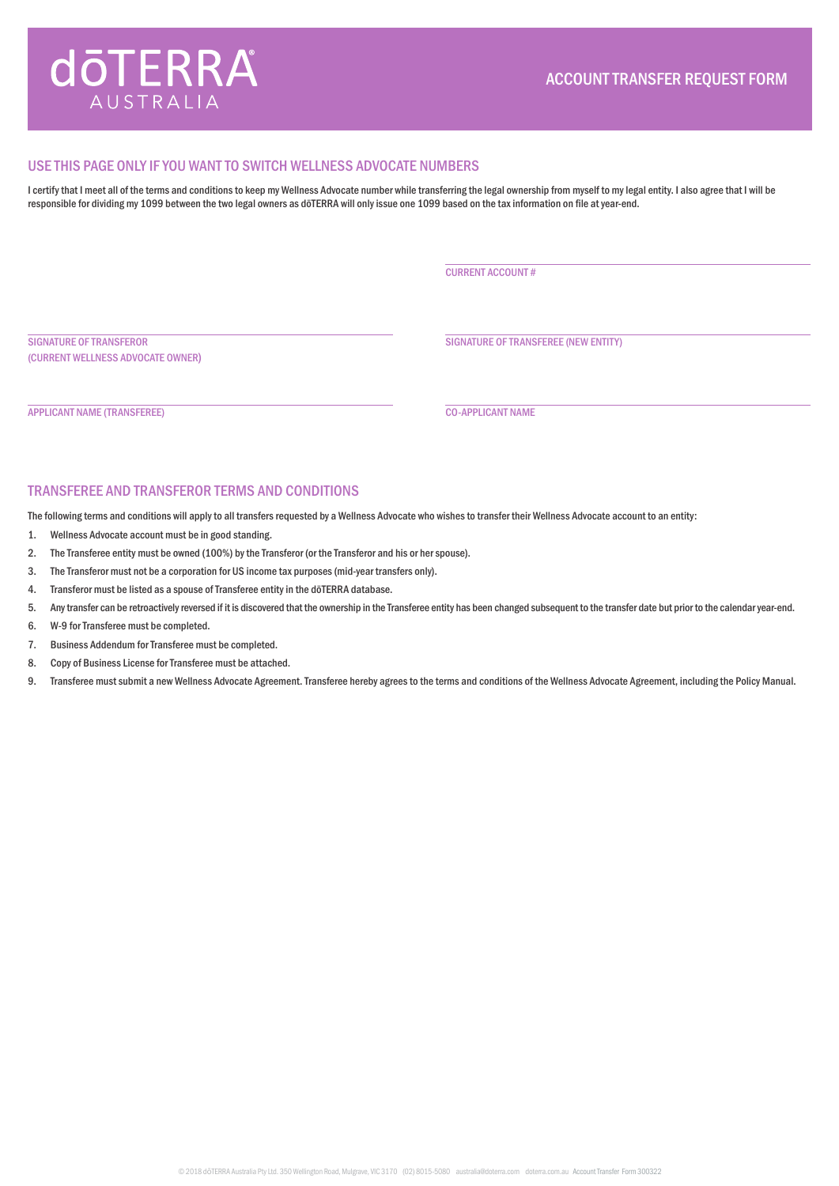dōTERRA AUSTRALIA

# ACCOUNT TRANSFER REQUEST FORM

## USE THIS PAGE ONLY IF YOU WANT TO SWITCH WELLNESS ADVOCATE NUMBERS

I certify that I meet all of the terms and conditions to keep my Wellness Advocate number while transferring the legal ownership from myself to my legal entity. I also agree that I will be responsible for dividing my 1099 between the two legal owners as dōTERRA will only issue one 1099 based on the tax information on file at year-end.

CURRENT ACCOUNT #

SIGNATURE OF TRANSFEROR (CURRENT WELLNESS ADVOCATE OWNER)

SIGNATURE OF TRANSFEREE (NEW ENTITY)

APPLICANT NAME (TRANSFEREE)

CO-APPLICANT NAME

## TRANSFEREE AND TRANSFEROR TERMS AND CONDITIONS

The following terms and conditions will apply to all transfers requested by a Wellness Advocate who wishes to transfer their Wellness Advocate account to an entity:

1. Wellness Advocate account must be in good standing.
2. The Transferee entity must be owned (100%) by the Transferor (or the Transferor and his or her spouse).
3. The Transferor must not be a corporation for US income tax purposes (mid-year transfers only).
4. Transferor must be listed as a spouse of Transferee entity in the dōTERRA database.
5. Any transfer can be retroactively reversed if it is discovered that the ownership in the Transferee entity has been changed subsequent to the transfer date but prior to the calendar year-end.
6. W-9 for Transferee must be completed.
7. Business Addendum for Transferee must be completed.
8. Copy of Business License for Transferee must be attached.
9. Transferee must submit a new Wellness Advocate Agreement. Transferee hereby agrees to the terms and conditions of the Wellness Advocate Agreement, including the Policy Manual.

© 2018 dōTERRA Australia Pty Ltd. 350 Wellington Road, Mulgrave, VIC 3170 (02) 8015-5080 australia@doterra.com doterra.com.au Account Transfer Form 300322